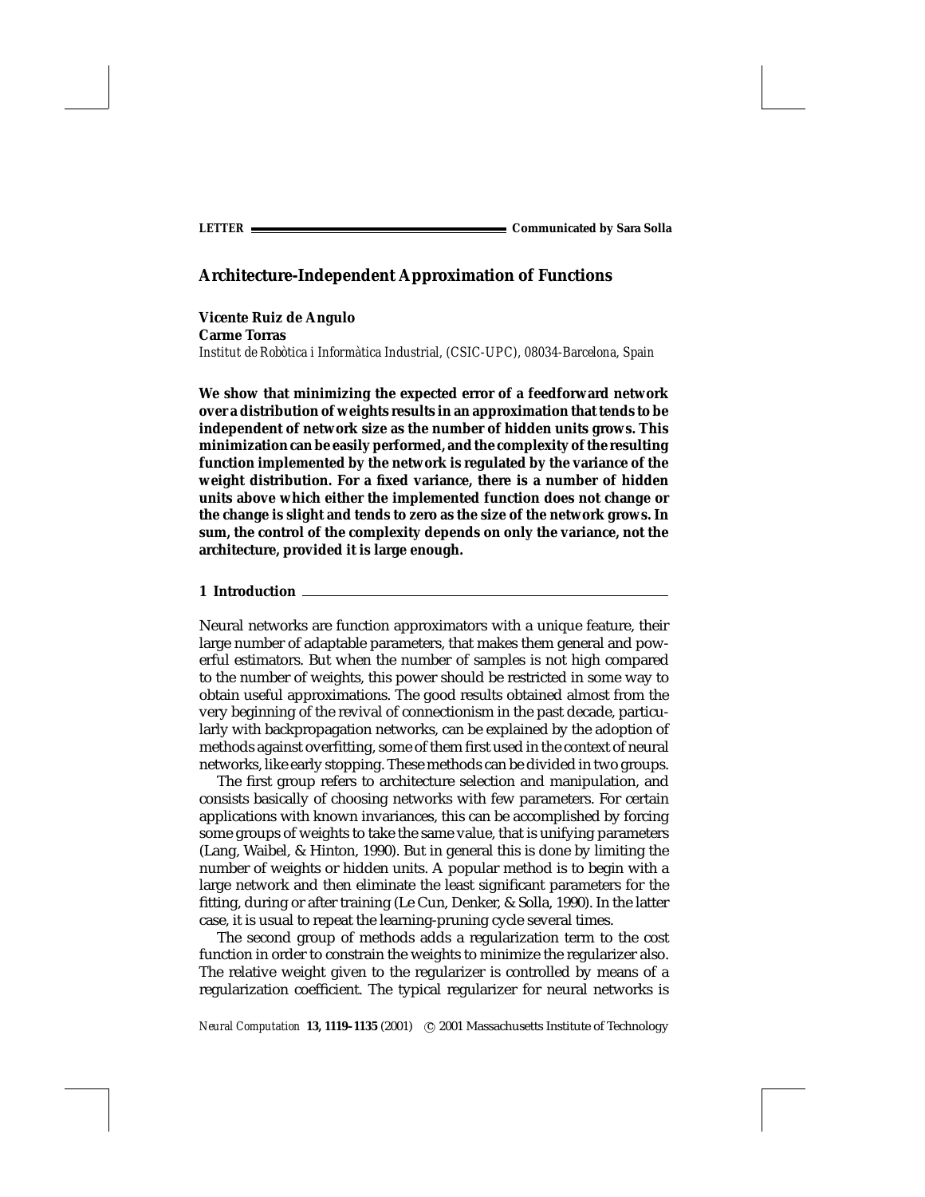LETTER — Communicated by Sara Solla

# Architecture-Independent Approximation of Functions

**Vicente Ruiz de Angulo**
**Carme Torras**
*Institut de Robòtica i Informàtica Industrial, (CSIC-UPC), 08034-Barcelona, Spain*

**We show that minimizing the expected error of a feedforward network over a distribution of weights results in an approximation that tends to be independent of network size as the number of hidden units grows. This minimization can be easily performed, and the complexity of the resulting function implemented by the network is regulated by the variance of the weight distribution. For a fixed variance, there is a number of hidden units above which either the implemented function does not change or the change is slight and tends to zero as the size of the network grows. In sum, the control of the complexity depends on only the variance, not the architecture, provided it is large enough.**

## 1 Introduction

Neural networks are function approximators with a unique feature, their large number of adaptable parameters, that makes them general and powerful estimators. But when the number of samples is not high compared to the number of weights, this power should be restricted in some way to obtain useful approximations. The good results obtained almost from the very beginning of the revival of connectionism in the past decade, particularly with backpropagation networks, can be explained by the adoption of methods against overfitting, some of them first used in the context of neural networks, like early stopping. These methods can be divided in two groups.

The first group refers to architecture selection and manipulation, and consists basically of choosing networks with few parameters. For certain applications with known invariances, this can be accomplished by forcing some groups of weights to take the same value, that is unifying parameters (Lang, Waibel, & Hinton, 1990). But in general this is done by limiting the number of weights or hidden units. A popular method is to begin with a large network and then eliminate the least significant parameters for the fitting, during or after training (Le Cun, Denker, & Solla, 1990). In the latter case, it is usual to repeat the learning-pruning cycle several times.

The second group of methods adds a regularization term to the cost function in order to constrain the weights to minimize the regularizer also. The relative weight given to the regularizer is controlled by means of a regularization coefficient. The typical regularizer for neural networks is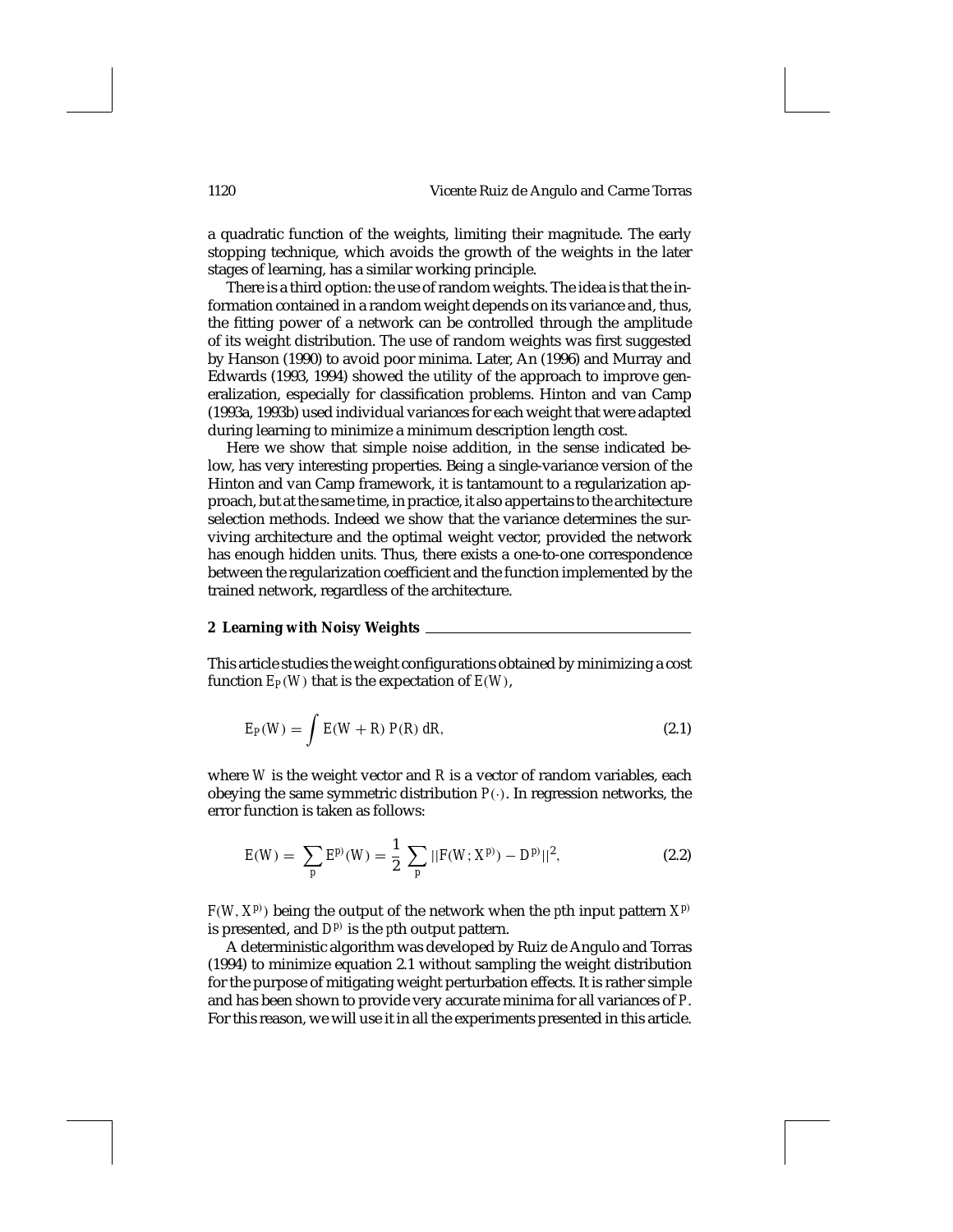a quadratic function of the weights, limiting their magnitude. The early stopping technique, which avoids the growth of the weights in the later stages of learning, has a similar working principle.

There is a third option: the use of random weights. The idea is that the information contained in a random weight depends on its variance and, thus, the fitting power of a network can be controlled through the amplitude of its weight distribution. The use of random weights was first suggested by Hanson (1990) to avoid poor minima. Later, An (1996) and Murray and Edwards (1993, 1994) showed the utility of the approach to improve generalization, especially for classification problems. Hinton and van Camp (1993a, 1993b) used individual variances for each weight that were adapted during learning to minimize a minimum description length cost.

Here we show that simple noise addition, in the sense indicated below, has very interesting properties. Being a single-variance version of the Hinton and van Camp framework, it is tantamount to a regularization approach, but at the same time, in practice, it also appertains to the architecture selection methods. Indeed we show that the variance determines the surviving architecture and the optimal weight vector, provided the network has enough hidden units. Thus, there exists a one-to-one correspondence between the regularization coefficient and the function implemented by the trained network, regardless of the architecture.

## 2 Learning with Noisy Weights

This article studies the weight configurations obtained by minimizing a cost function $E_P(W)$ that is the expectation of $E(W)$,

$$E_P(W) = \int E(W + R)\, P(R)\, dR, \tag{2.1}$$

where $W$ is the weight vector and $R$ is a vector of random variables, each obeying the same symmetric distribution $P(\cdot)$. In regression networks, the error function is taken as follows:

$$E(W) = \sum_p E^{p)}(W) = \frac{1}{2} \sum_p ||F(W; X^{p)}) - D^{p)}||^2, \tag{2.2}$$

$F(W, X^{p)})$ being the output of the network when the $p$th input pattern $X^{p)}$ is presented, and $D^{p)}$ is the $p$th output pattern.

A deterministic algorithm was developed by Ruiz de Angulo and Torras (1994) to minimize equation 2.1 without sampling the weight distribution for the purpose of mitigating weight perturbation effects. It is rather simple and has been shown to provide very accurate minima for all variances of $P$. For this reason, we will use it in all the experiments presented in this article.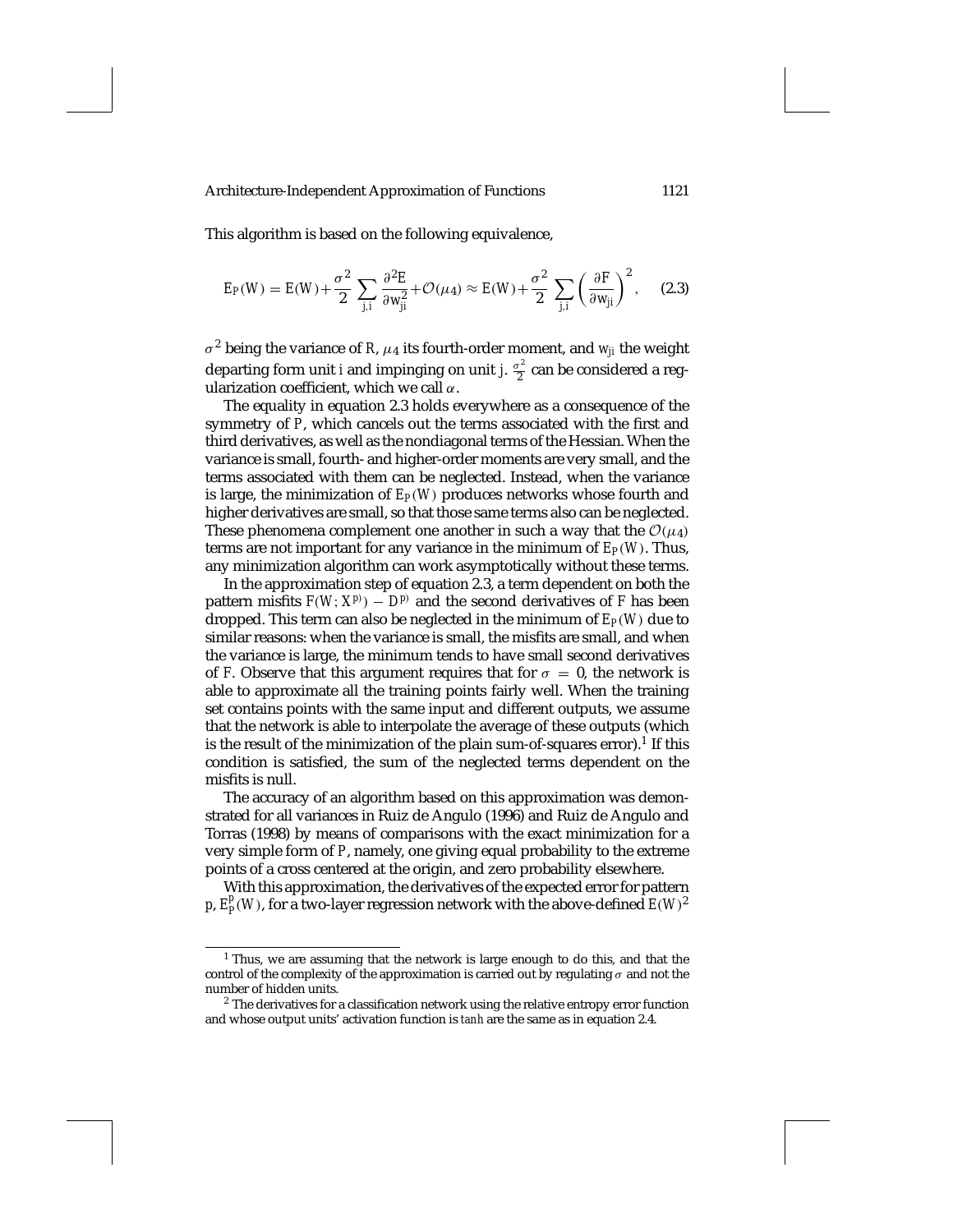This algorithm is based on the following equivalence,

$$E_P(W) = E(W) + \frac{\sigma^2}{2} \sum_{j,i} \frac{\partial^2 E}{\partial w_{ji}^2} + \mathcal{O}(\mu_4) \approx E(W) + \frac{\sigma^2}{2} \sum_{j,i} \left( \frac{\partial F}{\partial w_{ji}} \right)^2, \qquad (2.3)$$

$\sigma^2$ being the variance of $R$, $\mu_4$ its fourth-order moment, and $w_{ji}$ the weight departing form unit $i$ and impinging on unit $j$. $\frac{\sigma^2}{2}$ can be considered a regularization coefficient, which we call $\alpha$.

The equality in equation 2.3 holds everywhere as a consequence of the symmetry of $P$, which cancels out the terms associated with the first and third derivatives, as well as the nondiagonal terms of the Hessian. When the variance is small, fourth- and higher-order moments are very small, and the terms associated with them can be neglected. Instead, when the variance is large, the minimization of $E_P(W)$ produces networks whose fourth and higher derivatives are small, so that those same terms also can be neglected. These phenomena complement one another in such a way that the $\mathcal{O}(\mu_4)$ terms are not important for any variance in the minimum of $E_P(W)$. Thus, any minimization algorithm can work asymptotically without these terms.

In the approximation step of equation 2.3, a term dependent on both the pattern misfits $F(W; X^{p)}) - D^{p)}$ and the second derivatives of $F$ has been dropped. This term can also be neglected in the minimum of $E_P(W)$ due to similar reasons: when the variance is small, the misfits are small, and when the variance is large, the minimum tends to have small second derivatives of $F$. Observe that this argument requires that for $\sigma = 0$, the network is able to approximate all the training points fairly well. When the training set contains points with the same input and different outputs, we assume that the network is able to interpolate the average of these outputs (which is the result of the minimization of the plain sum-of-squares error).[1] If this condition is satisfied, the sum of the neglected terms dependent on the misfits is null.

The accuracy of an algorithm based on this approximation was demonstrated for all variances in Ruiz de Angulo (1996) and Ruiz de Angulo and Torras (1998) by means of comparisons with the exact minimization for a very simple form of $P$, namely, one giving equal probability to the extreme points of a cross centered at the origin, and zero probability elsewhere.

With this approximation, the derivatives of the expected error for pattern $p$, $E_P^p(W)$, for a two-layer regression network with the above-defined $E(W)$[2]

---

[1] Thus, we are assuming that the network is large enough to do this, and that the control of the complexity of the approximation is carried out by regulating $\sigma$ and not the number of hidden units.

[2] The derivatives for a classification network using the relative entropy error function and whose output units' activation function is *tanh* are the same as in equation 2.4.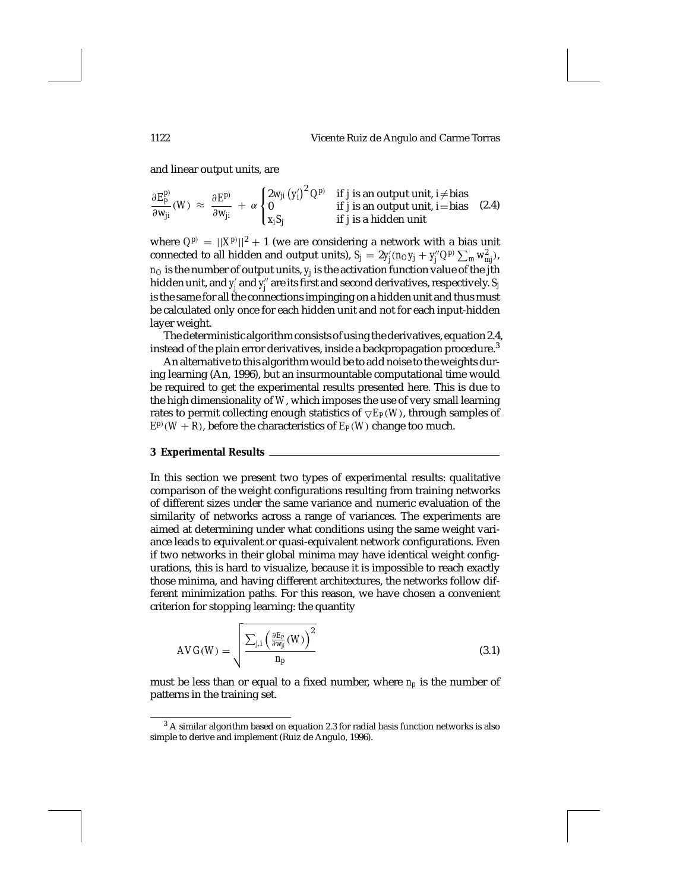and linear output units, are

$$\frac{\partial E_P^{p)}}{\partial w_{ji}}(W) \approx \frac{\partial E^{p)}}{\partial w_{ji}} + \alpha \begin{cases} 2w_{ji}\left(y_i'\right)^2 Q^{p)} & \text{if } j \text{ is an output unit, } i \neq \text{bias} \\ 0 & \text{if } j \text{ is an output unit, } i = \text{bias} \\ x_i S_j & \text{if } j \text{ is a hidden unit} \end{cases} \tag{2.4}$$

where $Q^{p)} = ||X^{p)}||^2 + 1$ (we are considering a network with a bias unit connected to all hidden and output units), $S_j = 2y_j'(n_O y_j + y_j'' Q^{p)} \sum_m w_{mj}^2)$, $n_O$ is the number of output units, $y_j$ is the activation function value of the $j$th hidden unit, and $y_j'$ and $y_j''$ are its first and second derivatives, respectively. $S_j$ is the same for all the connections impinging on a hidden unit and thus must be calculated only once for each hidden unit and not for each input-hidden layer weight.

The deterministic algorithm consists of using the derivatives, equation 2.4, instead of the plain error derivatives, inside a backpropagation procedure.[3]

An alternative to this algorithm would be to add noise to the weights during learning (An, 1996), but an insurmountable computational time would be required to get the experimental results presented here. This is due to the high dimensionality of $W$, which imposes the use of very small learning rates to permit collecting enough statistics of $\nabla E_P(W)$, through samples of $E^{p)}(W + R)$, before the characteristics of $E_P(W)$ change too much.

## 3 Experimental Results

In this section we present two types of experimental results: qualitative comparison of the weight configurations resulting from training networks of different sizes under the same variance and numeric evaluation of the similarity of networks across a range of variances. The experiments are aimed at determining under what conditions using the same weight variance leads to equivalent or quasi-equivalent network configurations. Even if two networks in their global minima may have identical weight configurations, this is hard to visualize, because it is impossible to reach exactly those minima, and having different architectures, the networks follow different minimization paths. For this reason, we have chosen a convenient criterion for stopping learning: the quantity

$$AVG(W) = \sqrt{\frac{\sum_{j,i}\left(\frac{\partial E_P}{\partial w_{ji}}(W)\right)^2}{n_p}} \tag{3.1}$$

must be less than or equal to a fixed number, where $n_p$ is the number of patterns in the training set.

[3] A similar algorithm based on equation 2.3 for radial basis function networks is also simple to derive and implement (Ruiz de Angulo, 1996).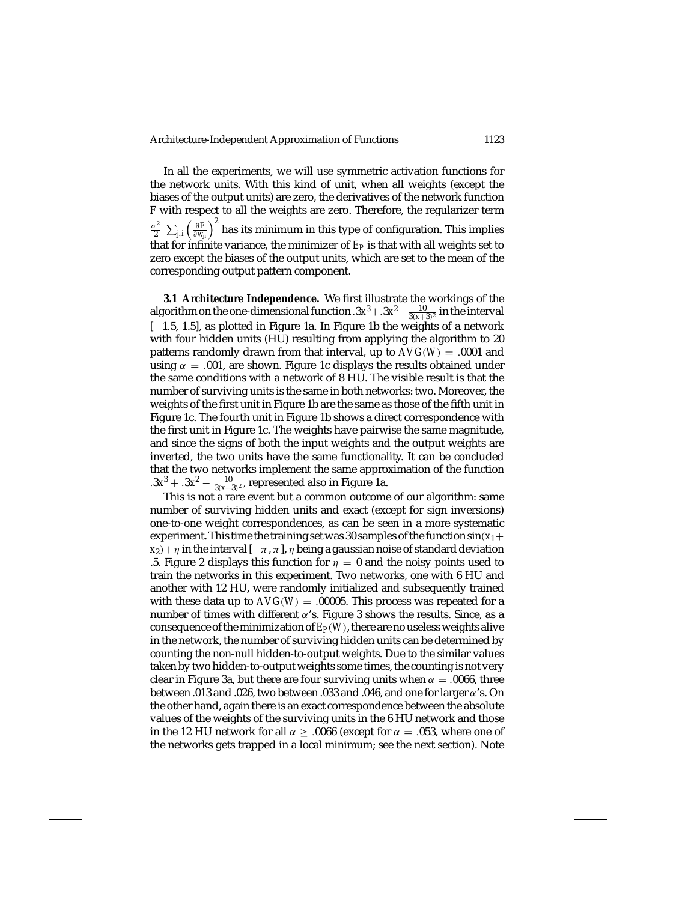In all the experiments, we will use symmetric activation functions for the network units. With this kind of unit, when all weights (except the biases of the output units) are zero, the derivatives of the network function $F$ with respect to all the weights are zero. Therefore, the regularizer term $\frac{\sigma^2}{2} \sum_{j,i} \left( \frac{\partial F}{\partial w_{ji}} \right)^2$ has its minimum in this type of configuration. This implies that for infinite variance, the minimizer of $E_P$ is that with all weights set to zero except the biases of the output units, which are set to the mean of the corresponding output pattern component.

**3.1 Architecture Independence.** We first illustrate the workings of the algorithm on the one-dimensional function $.3x^3 + .3x^2 - \frac{10}{3(x+3)^2}$ in the interval $[-1.5, 1.5]$, as plotted in Figure 1a. In Figure 1b the weights of a network with four hidden units (HU) resulting from applying the algorithm to 20 patterns randomly drawn from that interval, up to $AVG(W) = .0001$ and using $\alpha = .001$, are shown. Figure 1c displays the results obtained under the same conditions with a network of 8 HU. The visible result is that the number of surviving units is the same in both networks: two. Moreover, the weights of the first unit in Figure 1b are the same as those of the fifth unit in Figure 1c. The fourth unit in Figure 1b shows a direct correspondence with the first unit in Figure 1c. The weights have pairwise the same magnitude, and since the signs of both the input weights and the output weights are inverted, the two units have the same functionality. It can be concluded that the two networks implement the same approximation of the function $.3x^3 + .3x^2 - \frac{10}{3(x+3)^2}$, represented also in Figure 1a.

This is not a rare event but a common outcome of our algorithm: same number of surviving hidden units and exact (except for sign inversions) one-to-one weight correspondences, as can be seen in a more systematic experiment. This time the training set was 30 samples of the function $\sin(x_1 + x_2) + \eta$ in the interval $[-\pi, \pi]$, $\eta$ being a gaussian noise of standard deviation .5. Figure 2 displays this function for $\eta = 0$ and the noisy points used to train the networks in this experiment. Two networks, one with 6 HU and another with 12 HU, were randomly initialized and subsequently trained with these data up to $AVG(W) = .00005$. This process was repeated for a number of times with different $\alpha$'s. Figure 3 shows the results. Since, as a consequence of the minimization of $E_P(W)$, there are no useless weights alive in the network, the number of surviving hidden units can be determined by counting the non-null hidden-to-output weights. Due to the similar values taken by two hidden-to-output weights some times, the counting is not very clear in Figure 3a, but there are four surviving units when $\alpha = .0066$, three between .013 and .026, two between .033 and .046, and one for larger $\alpha$'s. On the other hand, again there is an exact correspondence between the absolute values of the weights of the surviving units in the 6 HU network and those in the 12 HU network for all $\alpha \geq .0066$ (except for $\alpha = .053$, where one of the networks gets trapped in a local minimum; see the next section). Note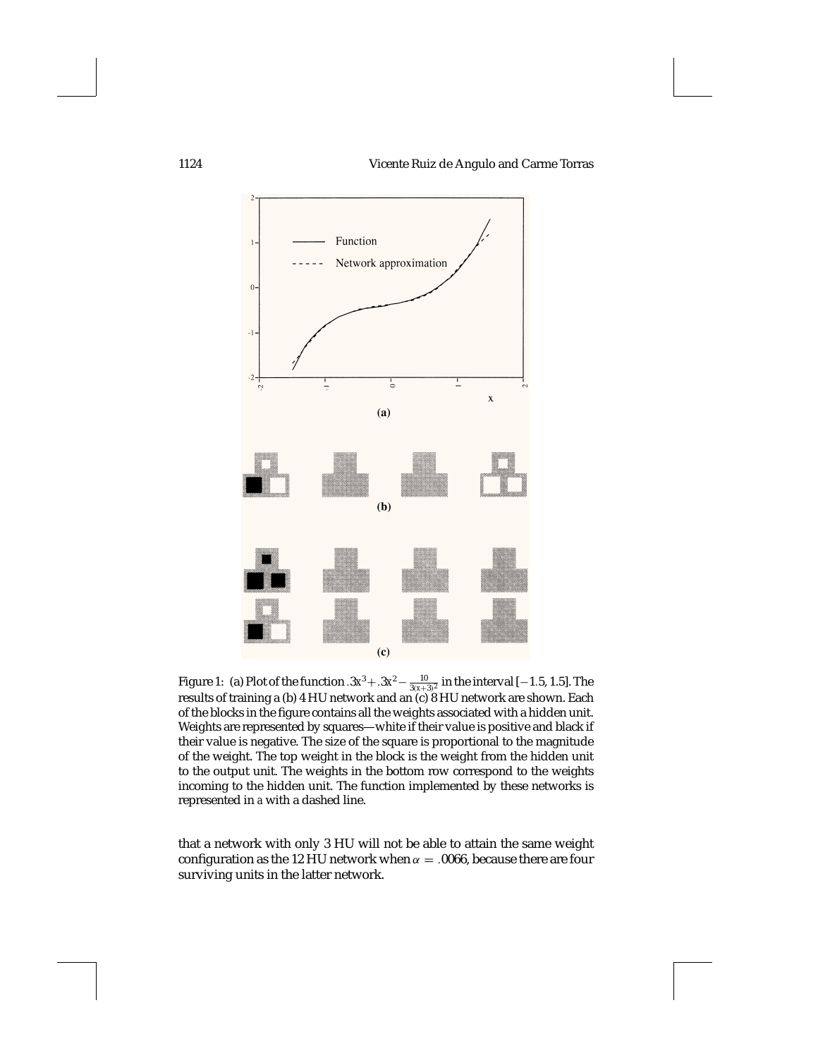Figure 1: (a) Plot of the function $.3x^3 + .3x^2 - \frac{10}{3(x+3)^2}$ in the interval $[-1.5, 1.5]$. The results of training a (b) 4 HU network and an (c) 8 HU network are shown. Each of the blocks in the figure contains all the weights associated with a hidden unit. Weights are represented by squares—white if their value is positive and black if their value is negative. The size of the square is proportional to the magnitude of the weight. The top weight in the block is the weight from the hidden unit to the output unit. The weights in the bottom row correspond to the weights incoming to the hidden unit. The function implemented by these networks is represented in a with a dashed line.

that a network with only 3 HU will not be able to attain the same weight configuration as the 12 HU network when $\alpha = .0066$, because there are four surviving units in the latter network.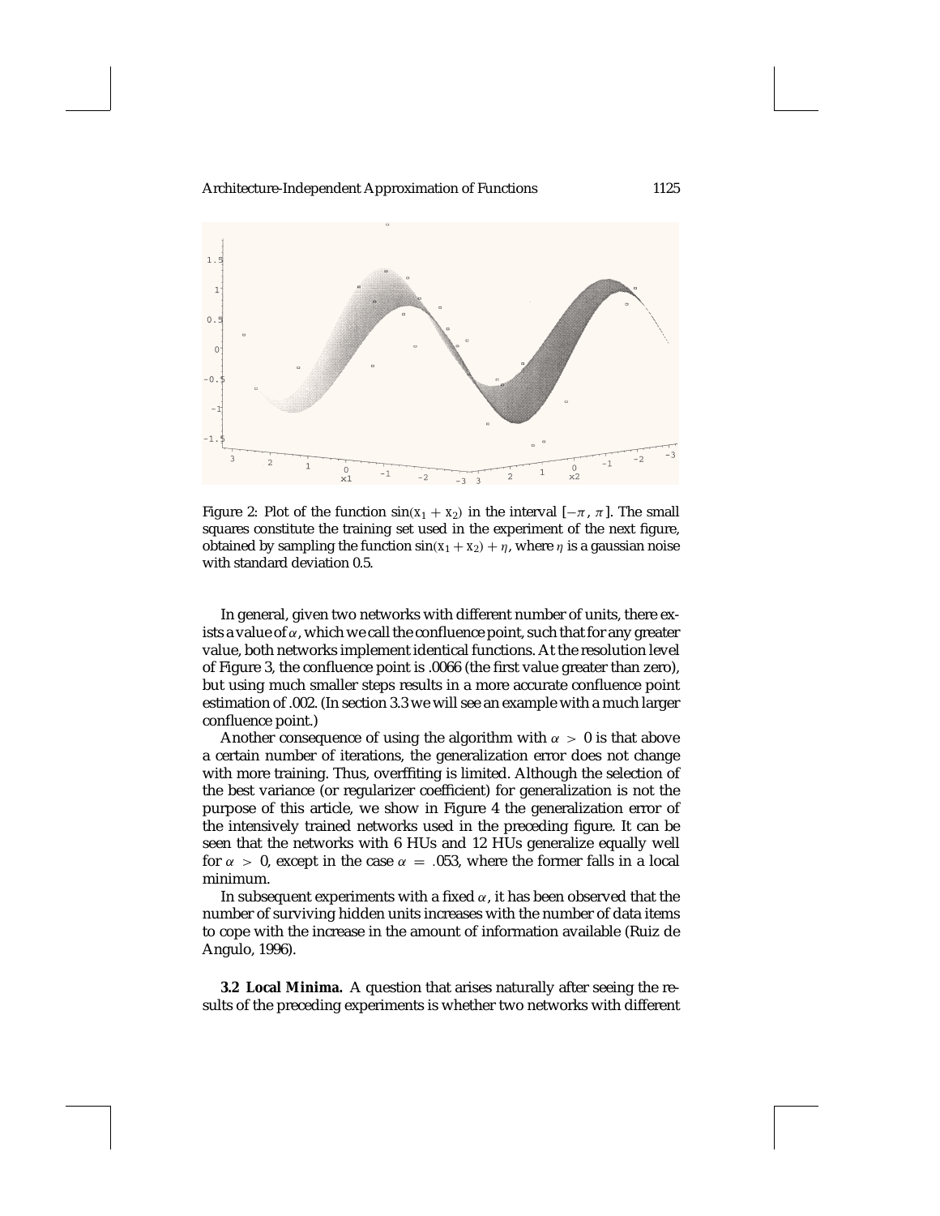Figure 2: Plot of the function $\sin(x_1 + x_2)$ in the interval $[-\pi, \pi]$. The small squares constitute the training set used in the experiment of the next figure, obtained by sampling the function $\sin(x_1 + x_2) + \eta$, where $\eta$ is a gaussian noise with standard deviation 0.5.

In general, given two networks with different number of units, there exists a value of $\alpha$, which we call the confluence point, such that for any greater value, both networks implement identical functions. At the resolution level of Figure 3, the confluence point is .0066 (the first value greater than zero), but using much smaller steps results in a more accurate confluence point estimation of .002. (In section 3.3 we will see an example with a much larger confluence point.)

Another consequence of using the algorithm with $\alpha > 0$ is that above a certain number of iterations, the generalization error does not change with more training. Thus, overffiting is limited. Although the selection of the best variance (or regularizer coefficient) for generalization is not the purpose of this article, we show in Figure 4 the generalization error of the intensively trained networks used in the preceding figure. It can be seen that the networks with 6 HUs and 12 HUs generalize equally well for $\alpha > 0$, except in the case $\alpha = .053$, where the former falls in a local minimum.

In subsequent experiments with a fixed $\alpha$, it has been observed that the number of surviving hidden units increases with the number of data items to cope with the increase in the amount of information available (Ruiz de Angulo, 1996).

**3.2 Local Minima.** A question that arises naturally after seeing the results of the preceding experiments is whether two networks with different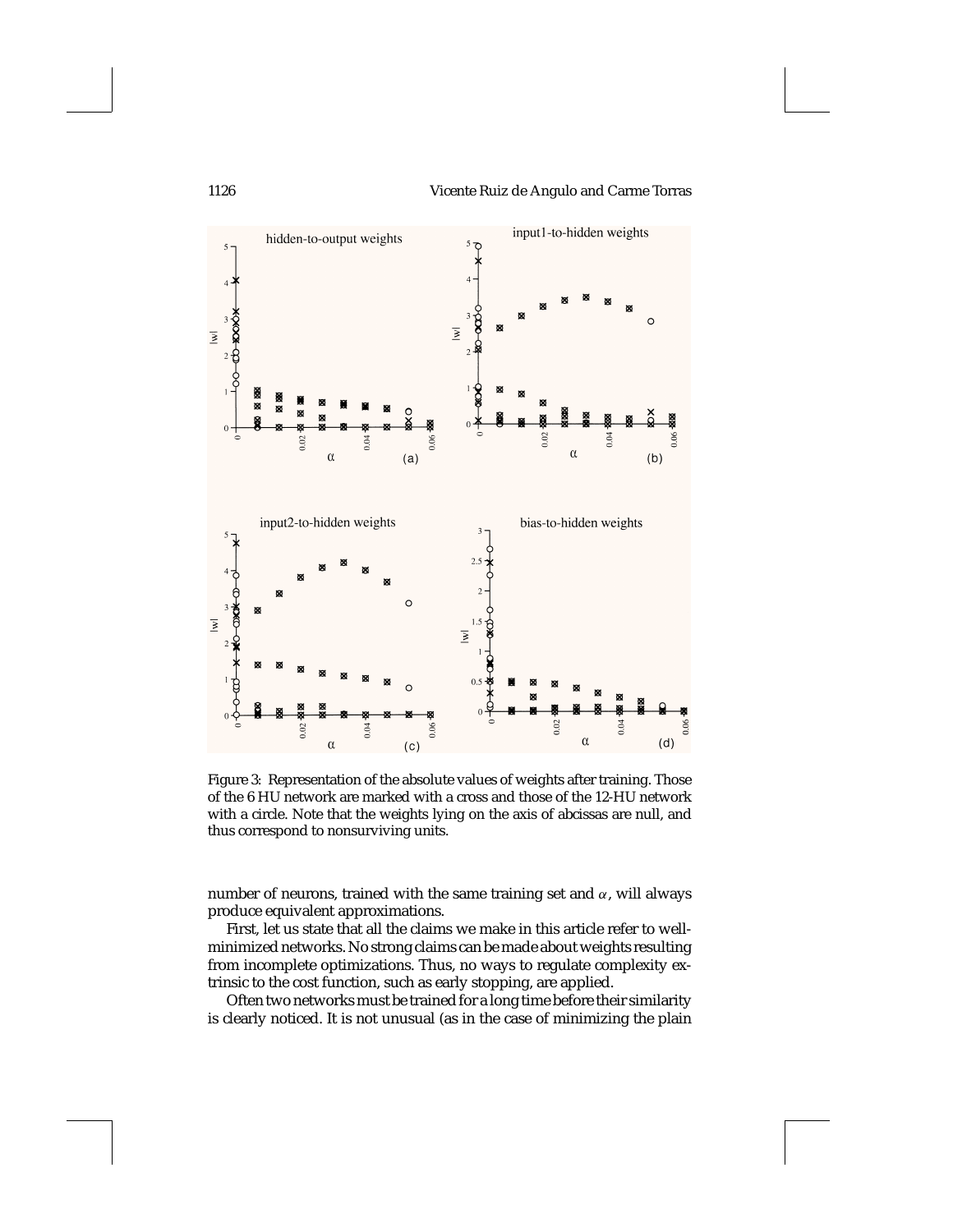Figure 3: Representation of the absolute values of weights after training. Those of the 6 HU network are marked with a cross and those of the 12-HU network with a circle. Note that the weights lying on the axis of abcissas are null, and thus correspond to nonsurviving units.

number of neurons, trained with the same training set and $\alpha$, will always produce equivalent approximations.

First, let us state that all the claims we make in this article refer to well-minimized networks. No strong claims can be made about weights resulting from incomplete optimizations. Thus, no ways to regulate complexity extrinsic to the cost function, such as early stopping, are applied.

Often two networks must be trained for a long time before their similarity is clearly noticed. It is not unusual (as in the case of minimizing the plain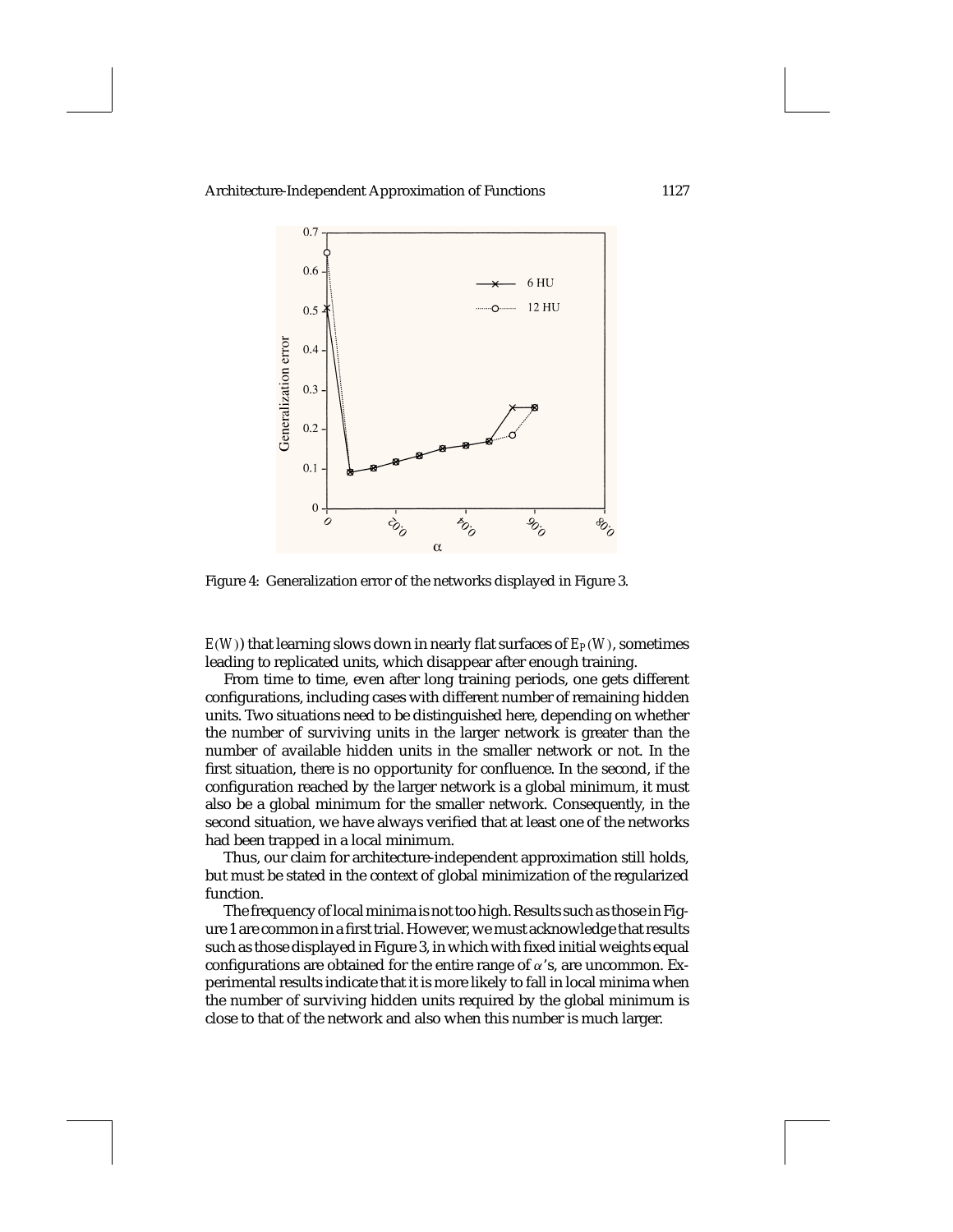Figure 4: Generalization error of the networks displayed in Figure 3.

$E(W)$) that learning slows down in nearly flat surfaces of $E_P(W)$, sometimes leading to replicated units, which disappear after enough training.

From time to time, even after long training periods, one gets different configurations, including cases with different number of remaining hidden units. Two situations need to be distinguished here, depending on whether the number of surviving units in the larger network is greater than the number of available hidden units in the smaller network or not. In the first situation, there is no opportunity for confluence. In the second, if the configuration reached by the larger network is a global minimum, it must also be a global minimum for the smaller network. Consequently, in the second situation, we have always verified that at least one of the networks had been trapped in a local minimum.

Thus, our claim for architecture-independent approximation still holds, but must be stated in the context of global minimization of the regularized function.

The frequency of local minima is not too high. Results such as those in Figure 1 are common in a first trial. However, we must acknowledge that results such as those displayed in Figure 3, in which with fixed initial weights equal configurations are obtained for the entire range of $\alpha$'s, are uncommon. Experimental results indicate that it is more likely to fall in local minima when the number of surviving hidden units required by the global minimum is close to that of the network and also when this number is much larger.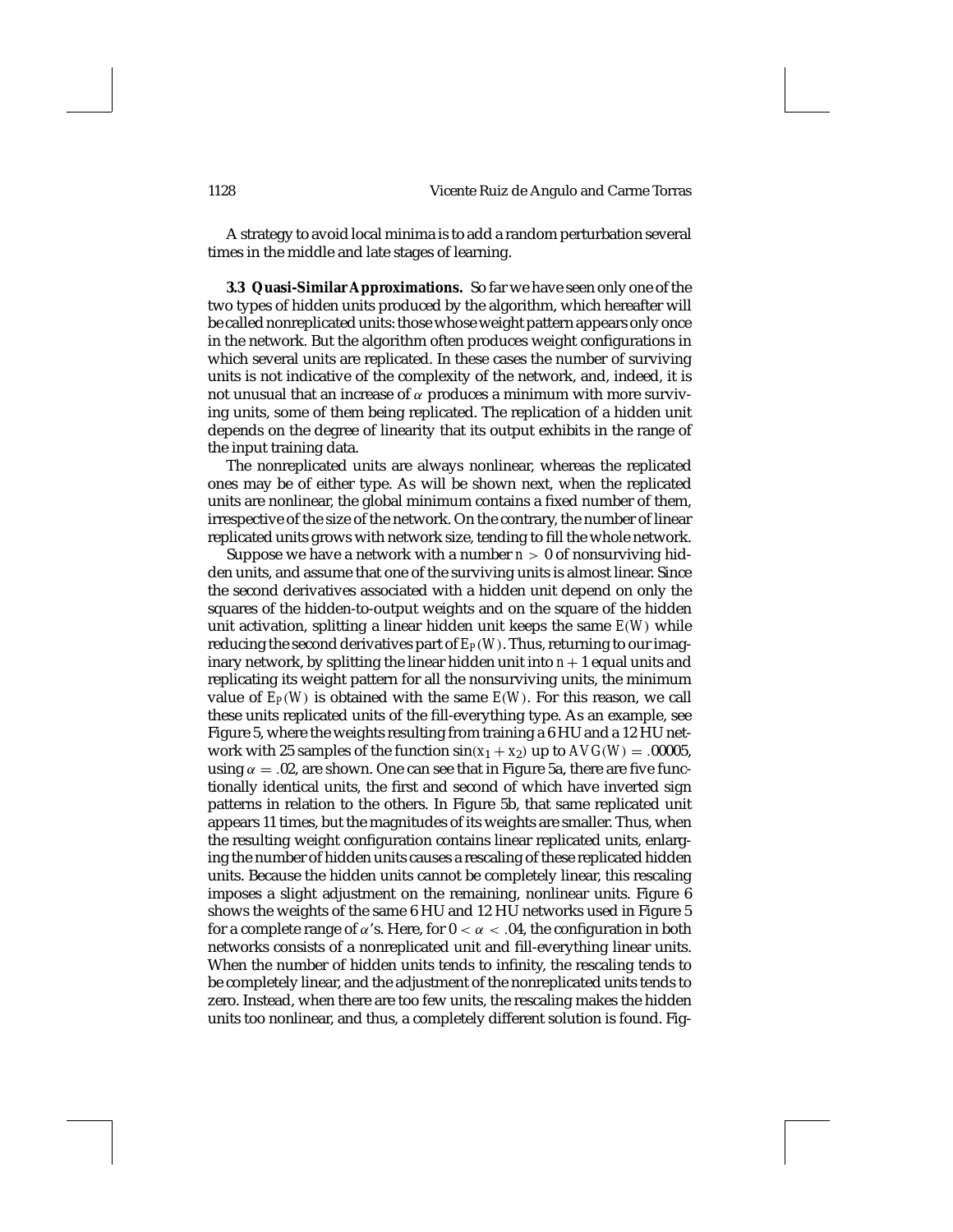A strategy to avoid local minima is to add a random perturbation several times in the middle and late stages of learning.

**3.3 Quasi-Similar Approximations.** So far we have seen only one of the two types of hidden units produced by the algorithm, which hereafter will be called nonreplicated units: those whose weight pattern appears only once in the network. But the algorithm often produces weight configurations in which several units are replicated. In these cases the number of surviving units is not indicative of the complexity of the network, and, indeed, it is not unusual that an increase of $\alpha$ produces a minimum with more surviving units, some of them being replicated. The replication of a hidden unit depends on the degree of linearity that its output exhibits in the range of the input training data.

The nonreplicated units are always nonlinear, whereas the replicated ones may be of either type. As will be shown next, when the replicated units are nonlinear, the global minimum contains a fixed number of them, irrespective of the size of the network. On the contrary, the number of linear replicated units grows with network size, tending to fill the whole network.

Suppose we have a network with a number $n > 0$ of nonsurviving hidden units, and assume that one of the surviving units is almost linear. Since the second derivatives associated with a hidden unit depend on only the squares of the hidden-to-output weights and on the square of the hidden unit activation, splitting a linear hidden unit keeps the same $E(W)$ while reducing the second derivatives part of $E_P(W)$. Thus, returning to our imaginary network, by splitting the linear hidden unit into $n+1$ equal units and replicating its weight pattern for all the nonsurviving units, the minimum value of $E_P(W)$ is obtained with the same $E(W)$. For this reason, we call these units replicated units of the fill-everything type. As an example, see Figure 5, where the weights resulting from training a 6 HU and a 12 HU network with 25 samples of the function $\sin(x_1 + x_2)$ up to $AVG(W) = .00005$, using $\alpha = .02$, are shown. One can see that in Figure 5a, there are five functionally identical units, the first and second of which have inverted sign patterns in relation to the others. In Figure 5b, that same replicated unit appears 11 times, but the magnitudes of its weights are smaller. Thus, when the resulting weight configuration contains linear replicated units, enlarging the number of hidden units causes a rescaling of these replicated hidden units. Because the hidden units cannot be completely linear, this rescaling imposes a slight adjustment on the remaining, nonlinear units. Figure 6 shows the weights of the same 6 HU and 12 HU networks used in Figure 5 for a complete range of $\alpha$'s. Here, for $0 < \alpha < .04$, the configuration in both networks consists of a nonreplicated unit and fill-everything linear units. When the number of hidden units tends to infinity, the rescaling tends to be completely linear, and the adjustment of the nonreplicated units tends to zero. Instead, when there are too few units, the rescaling makes the hidden units too nonlinear, and thus, a completely different solution is found. Fig-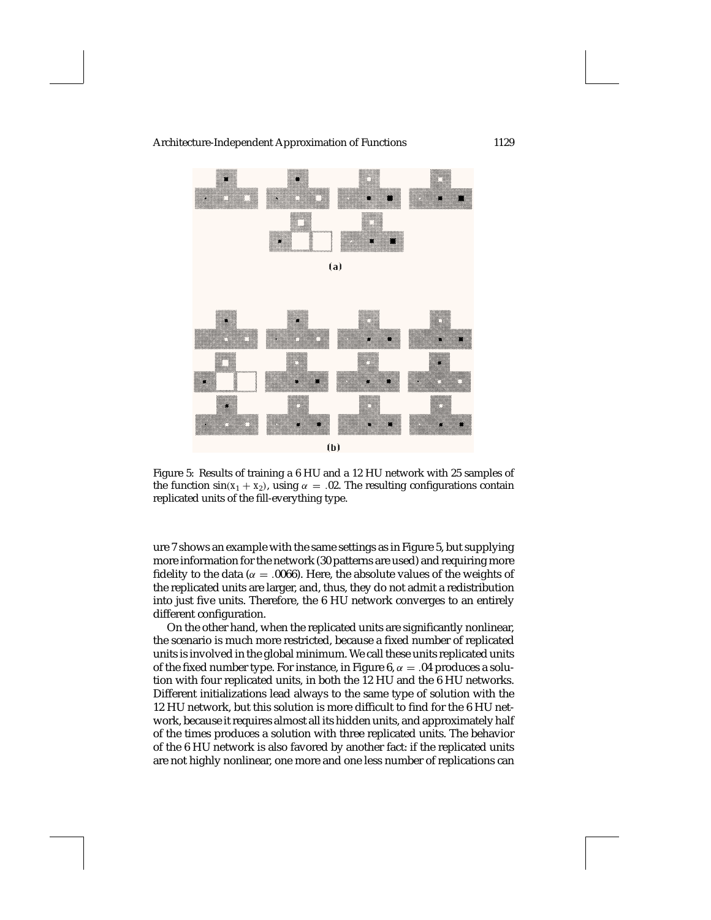(a)

(b)

Figure 5: Results of training a 6 HU and a 12 HU network with 25 samples of the function $\sin(x_1 + x_2)$, using $\alpha = .02$. The resulting configurations contain replicated units of the fill-everything type.

ure 7 shows an example with the same settings as in Figure 5, but supplying more information for the network (30 patterns are used) and requiring more fidelity to the data ($\alpha = .0066$). Here, the absolute values of the weights of the replicated units are larger, and, thus, they do not admit a redistribution into just five units. Therefore, the 6 HU network converges to an entirely different configuration.

On the other hand, when the replicated units are significantly nonlinear, the scenario is much more restricted, because a fixed number of replicated units is involved in the global minimum. We call these units replicated units of the fixed number type. For instance, in Figure 6, $\alpha = .04$ produces a solution with four replicated units, in both the 12 HU and the 6 HU networks. Different initializations lead always to the same type of solution with the 12 HU network, but this solution is more difficult to find for the 6 HU network, because it requires almost all its hidden units, and approximately half of the times produces a solution with three replicated units. The behavior of the 6 HU network is also favored by another fact: if the replicated units are not highly nonlinear, one more and one less number of replications can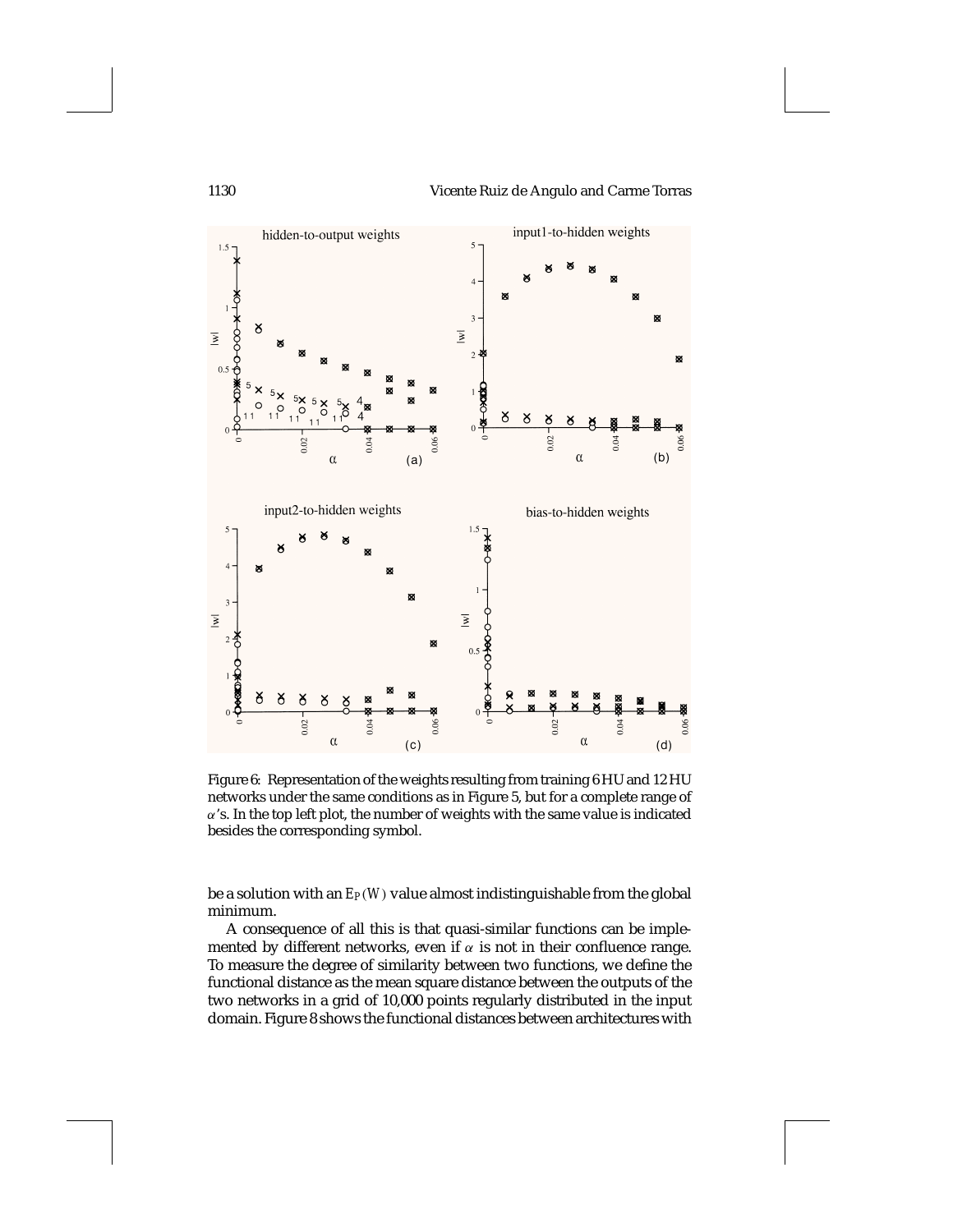Figure 6: Representation of the weights resulting from training 6 HU and 12 HU networks under the same conditions as in Figure 5, but for a complete range of $\alpha$'s. In the top left plot, the number of weights with the same value is indicated besides the corresponding symbol.

be a solution with an $E_P(W)$ value almost indistinguishable from the global minimum.

A consequence of all this is that quasi-similar functions can be implemented by different networks, even if $\alpha$ is not in their confluence range. To measure the degree of similarity between two functions, we define the functional distance as the mean square distance between the outputs of the two networks in a grid of 10,000 points regularly distributed in the input domain. Figure 8 shows the functional distances between architectures with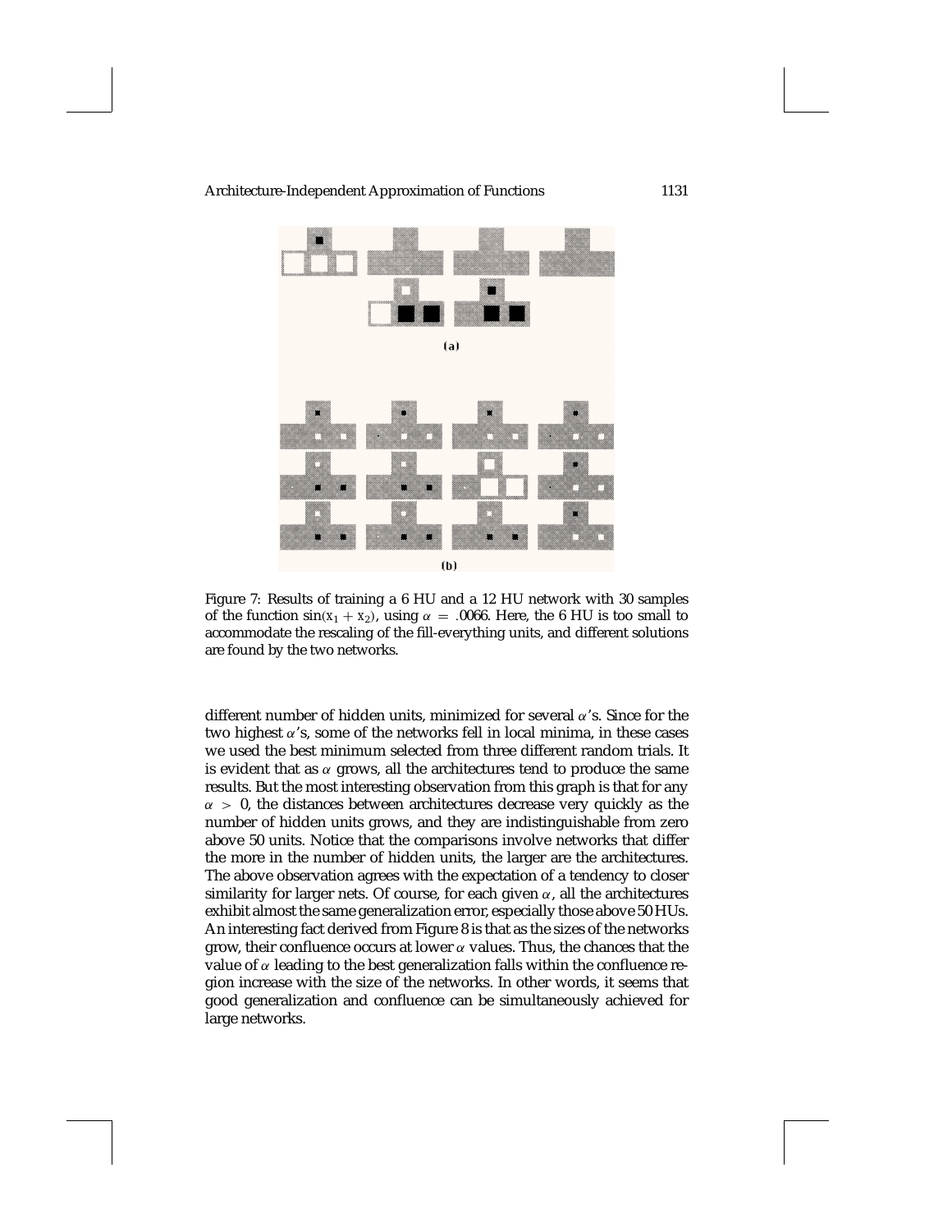(a)

(b)

Figure 7: Results of training a 6 HU and a 12 HU network with 30 samples of the function $\sin(x_1 + x_2)$, using $\alpha = .0066$. Here, the 6 HU is too small to accommodate the rescaling of the fill-everything units, and different solutions are found by the two networks.

different number of hidden units, minimized for several $\alpha$'s. Since for the two highest $\alpha$'s, some of the networks fell in local minima, in these cases we used the best minimum selected from three different random trials. It is evident that as $\alpha$ grows, all the architectures tend to produce the same results. But the most interesting observation from this graph is that for any $\alpha > 0$, the distances between architectures decrease very quickly as the number of hidden units grows, and they are indistinguishable from zero above 50 units. Notice that the comparisons involve networks that differ the more in the number of hidden units, the larger are the architectures. The above observation agrees with the expectation of a tendency to closer similarity for larger nets. Of course, for each given $\alpha$, all the architectures exhibit almost the same generalization error, especially those above 50 HUs. An interesting fact derived from Figure 8 is that as the sizes of the networks grow, their confluence occurs at lower $\alpha$ values. Thus, the chances that the value of $\alpha$ leading to the best generalization falls within the confluence region increase with the size of the networks. In other words, it seems that good generalization and confluence can be simultaneously achieved for large networks.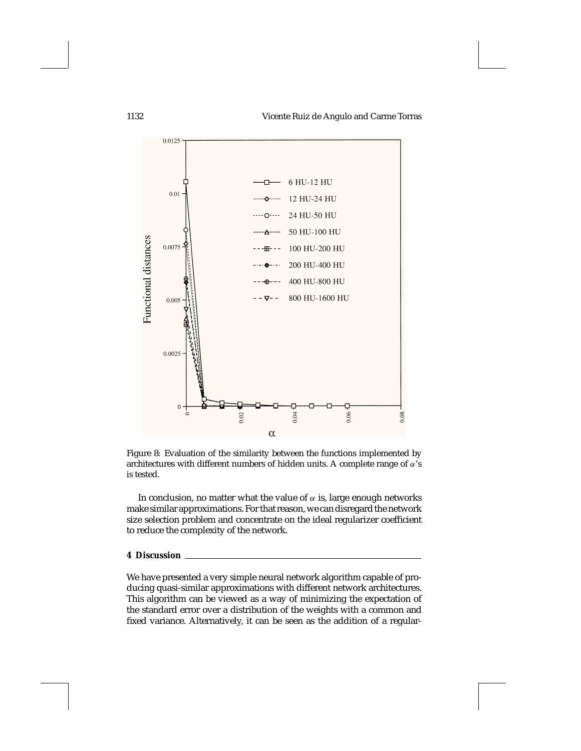Figure 8: Evaluation of the similarity between the functions implemented by architectures with different numbers of hidden units. A complete range of $\alpha$'s is tested.

In conclusion, no matter what the value of $\alpha$ is, large enough networks make similar approximations. For that reason, we can disregard the network size selection problem and concentrate on the ideal regularizer coefficient to reduce the complexity of the network.

## 4 Discussion

We have presented a very simple neural network algorithm capable of producing quasi-similar approximations with different network architectures. This algorithm can be viewed as a way of minimizing the expectation of the standard error over a distribution of the weights with a common and fixed variance. Alternatively, it can be seen as the addition of a regular-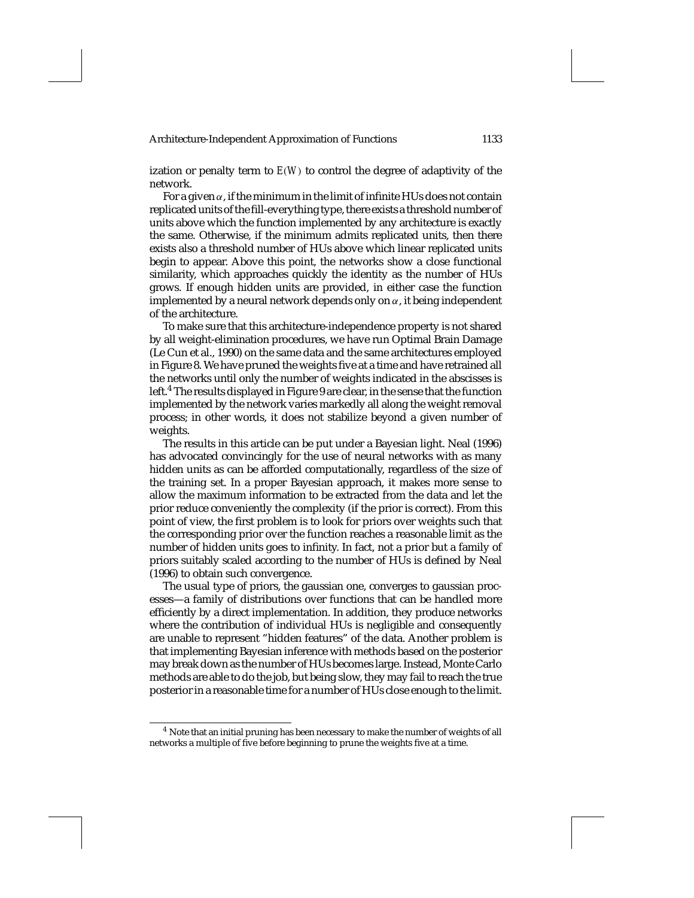ization or penalty term to $E(W)$ to control the degree of adaptivity of the network.

For a given $\alpha$, if the minimum in the limit of infinite HUs does not contain replicated units of the fill-everything type, there exists a threshold number of units above which the function implemented by any architecture is exactly the same. Otherwise, if the minimum admits replicated units, then there exists also a threshold number of HUs above which linear replicated units begin to appear. Above this point, the networks show a close functional similarity, which approaches quickly the identity as the number of HUs grows. If enough hidden units are provided, in either case the function implemented by a neural network depends only on $\alpha$, it being independent of the architecture.

To make sure that this architecture-independence property is not shared by all weight-elimination procedures, we have run Optimal Brain Damage (Le Cun et al., 1990) on the same data and the same architectures employed in Figure 8. We have pruned the weights five at a time and have retrained all the networks until only the number of weights indicated in the abscisses is left.[4] The results displayed in Figure 9 are clear, in the sense that the function implemented by the network varies markedly all along the weight removal process; in other words, it does not stabilize beyond a given number of weights.

The results in this article can be put under a Bayesian light. Neal (1996) has advocated convincingly for the use of neural networks with as many hidden units as can be afforded computationally, regardless of the size of the training set. In a proper Bayesian approach, it makes more sense to allow the maximum information to be extracted from the data and let the prior reduce conveniently the complexity (if the prior is correct). From this point of view, the first problem is to look for priors over weights such that the corresponding prior over the function reaches a reasonable limit as the number of hidden units goes to infinity. In fact, not a prior but a family of priors suitably scaled according to the number of HUs is defined by Neal (1996) to obtain such convergence.

The usual type of priors, the gaussian one, converges to gaussian processes—a family of distributions over functions that can be handled more efficiently by a direct implementation. In addition, they produce networks where the contribution of individual HUs is negligible and consequently are unable to represent "hidden features" of the data. Another problem is that implementing Bayesian inference with methods based on the posterior may break down as the number of HUs becomes large. Instead, Monte Carlo methods are able to do the job, but being slow, they may fail to reach the true posterior in a reasonable time for a number of HUs close enough to the limit.

[4] Note that an initial pruning has been necessary to make the number of weights of all networks a multiple of five before beginning to prune the weights five at a time.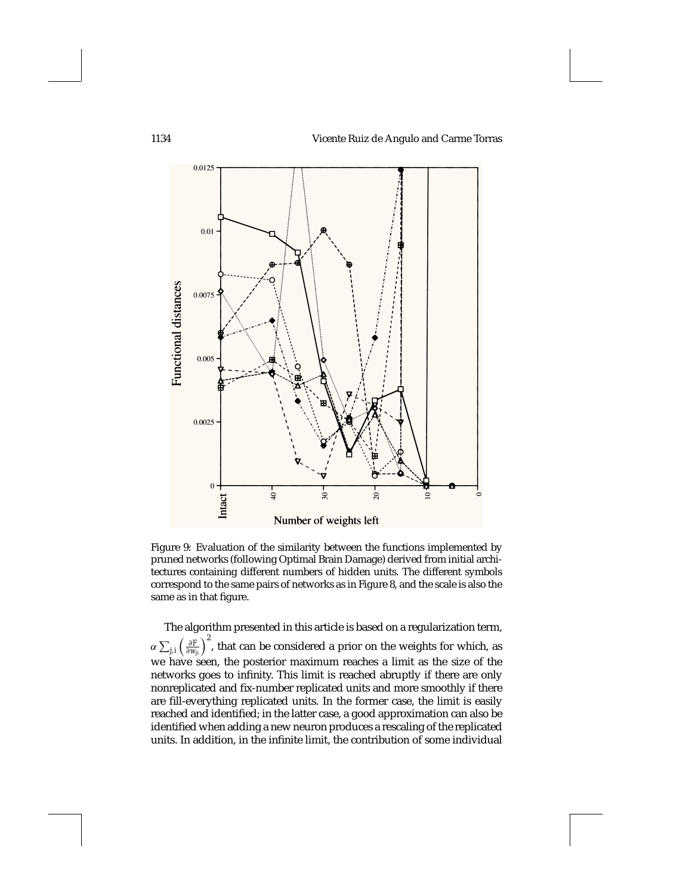Figure 9: Evaluation of the similarity between the functions implemented by pruned networks (following Optimal Brain Damage) derived from initial architectures containing different numbers of hidden units. The different symbols correspond to the same pairs of networks as in Figure 8, and the scale is also the same as in that figure.

The algorithm presented in this article is based on a regularization term, $\alpha \sum_{j,i} \left(\frac{\partial F}{\partial w_{ji}}\right)^2$, that can be considered a prior on the weights for which, as we have seen, the posterior maximum reaches a limit as the size of the networks goes to infinity. This limit is reached abruptly if there are only nonreplicated and fix-number replicated units and more smoothly if there are fill-everything replicated units. In the former case, the limit is easily reached and identified; in the latter case, a good approximation can also be identified when adding a new neuron produces a rescaling of the replicated units. In addition, in the infinite limit, the contribution of some individual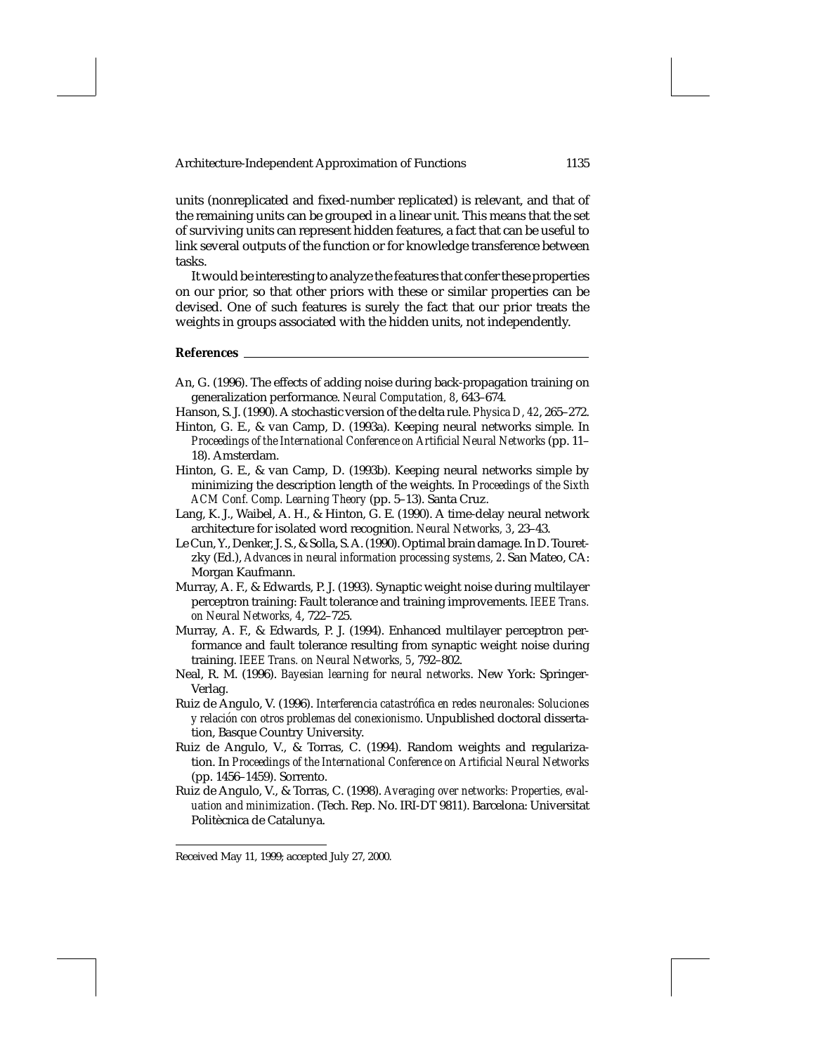units (nonreplicated and fixed-number replicated) is relevant, and that of the remaining units can be grouped in a linear unit. This means that the set of surviving units can represent hidden features, a fact that can be useful to link several outputs of the function or for knowledge transference between tasks.

It would be interesting to analyze the features that confer these properties on our prior, so that other priors with these or similar properties can be devised. One of such features is surely the fact that our prior treats the weights in groups associated with the hidden units, not independently.

## References

An, G. (1996). The effects of adding noise during back-propagation training on generalization performance. *Neural Computation, 8*, 643–674.

Hanson, S. J. (1990). A stochastic version of the delta rule. *Physica D, 42*, 265–272.

Hinton, G. E., & van Camp, D. (1993a). Keeping neural networks simple. In *Proceedings of the International Conference on Artificial Neural Networks* (pp. 11–18). Amsterdam.

Hinton, G. E., & van Camp, D. (1993b). Keeping neural networks simple by minimizing the description length of the weights. In *Proceedings of the Sixth ACM Conf. Comp. Learning Theory* (pp. 5–13). Santa Cruz.

Lang, K. J., Waibel, A. H., & Hinton, G. E. (1990). A time-delay neural network architecture for isolated word recognition. *Neural Networks, 3*, 23–43.

Le Cun, Y., Denker, J. S., & Solla, S. A. (1990). Optimal brain damage. In D. Touretzky (Ed.), *Advances in neural information processing systems, 2*. San Mateo, CA: Morgan Kaufmann.

Murray, A. F., & Edwards, P. J. (1993). Synaptic weight noise during multilayer perceptron training: Fault tolerance and training improvements. *IEEE Trans. on Neural Networks, 4*, 722–725.

Murray, A. F., & Edwards, P. J. (1994). Enhanced multilayer perceptron performance and fault tolerance resulting from synaptic weight noise during training. *IEEE Trans. on Neural Networks, 5*, 792–802.

Neal, R. M. (1996). *Bayesian learning for neural networks*. New York: Springer-Verlag.

Ruiz de Angulo, V. (1996). *Interferencia catastrófica en redes neuronales: Soluciones y relación con otros problemas del conexionismo*. Unpublished doctoral dissertation, Basque Country University.

Ruiz de Angulo, V., & Torras, C. (1994). Random weights and regularization. In *Proceedings of the International Conference on Artificial Neural Networks* (pp. 1456–1459). Sorrento.

Ruiz de Angulo, V., & Torras, C. (1998). *Averaging over networks: Properties, evaluation and minimization*. (Tech. Rep. No. IRI-DT 9811). Barcelona: Universitat Politècnica de Catalunya.

---

Received May 11, 1999; accepted July 27, 2000.